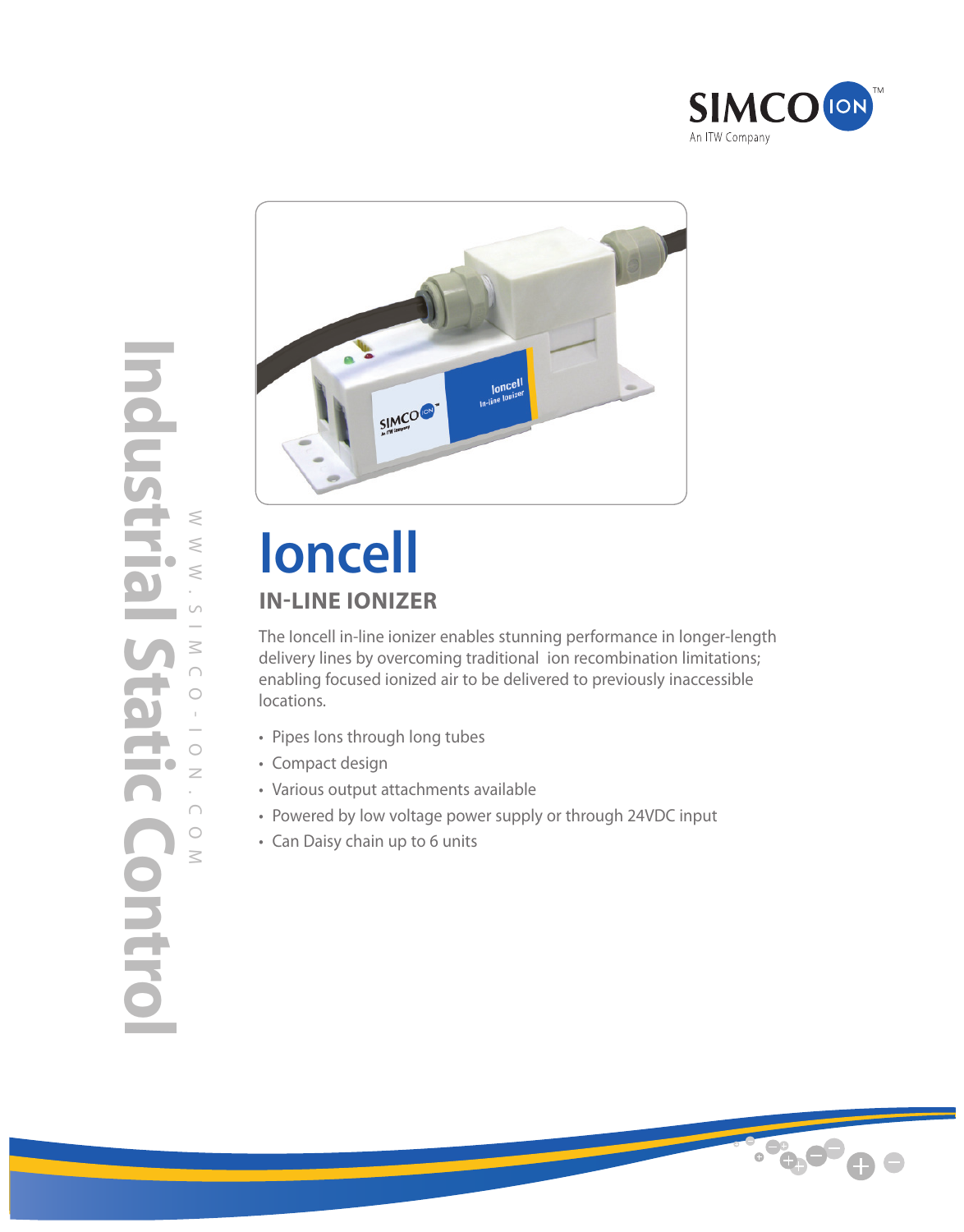# Ioncell

## IN-LINE IONIZER

The Ioncell in-line ionizer enables stunning performance in longer-length delivery lines by overcoming traditional ion recombination limitations; enabling focused ionized air to be delivered to previously inaccessible locations.

- Pipes Ions through long tubes
- Compact design
- Various output attachments available
- Powered by low voltage power supply or through 24VDC input
- Can Daisy chain up to 6 units

Industrial Static Control

WWW.SIMCO-ION.COM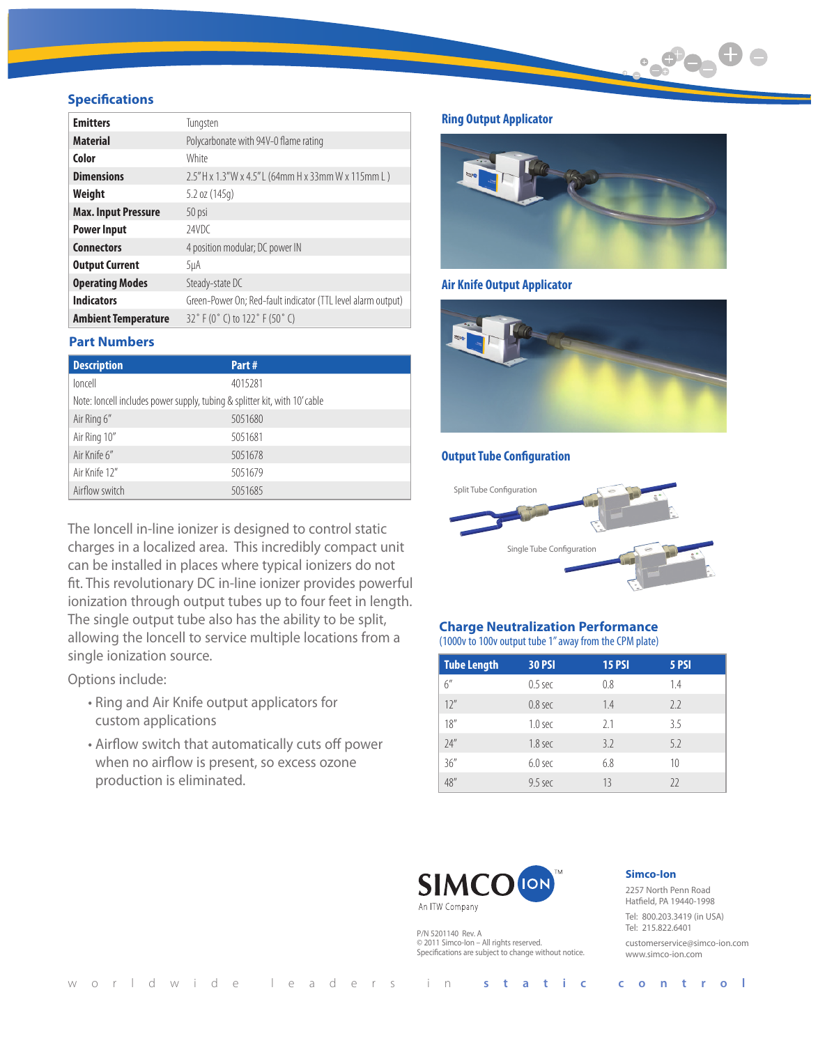## Specifications

| | |
|---|---|
| **Emitters** | Tungsten |
| **Material** | Polycarbonate with 94V-0 flame rating |
| **Color** | White |
| **Dimensions** | 2.5" H x 1.3" W x 4.5" L (64mm H x 33mm W x 115mm L ) |
| **Weight** | 5.2 oz (145g) |
| **Max. Input Pressure** | 50 psi |
| **Power Input** | 24VDC |
| **Connectors** | 4 position modular; DC power IN |
| **Output Current** | 5μA |
| **Operating Modes** | Steady-state DC |
| **Indicators** | Green-Power On; Red-fault indicator (TTL level alarm output) |
| **Ambient Temperature** | 32˚ F (0˚ C) to 122˚ F (50˚ C) |

## Part Numbers

| Description | Part # |
|---|---|
| Ioncell | 4015281 |
| Note: Ioncell includes power supply, tubing & splitter kit, with 10' cable | |
| Air Ring 6" | 5051680 |
| Air Ring 10" | 5051681 |
| Air Knife 6" | 5051678 |
| Air Knife 12" | 5051679 |
| Airflow switch | 5051685 |

The Ioncell in-line ionizer is designed to control static charges in a localized area. This incredibly compact unit can be installed in places where typical ionizers do not fit. This revolutionary DC in-line ionizer provides powerful ionization through output tubes up to four feet in length. The single output tube also has the ability to be split, allowing the Ioncell to service multiple locations from a single ionization source.

Options include:

- Ring and Air Knife output applicators for custom applications
- Airflow switch that automatically cuts off power when no airflow is present, so excess ozone production is eliminated.

## Ring Output Applicator

## Air Knife Output Applicator

## Output Tube Configuration

Split Tube Configuration

Single Tube Configuration

## Charge Neutralization Performance

(1000v to 100v output tube 1" away from the CPM plate)

| Tube Length | 30 PSI | 15 PSI | 5 PSI |
|---|---|---|---|
| 6" | 0.5 sec | 0.8 | 1.4 |
| 12" | 0.8 sec | 1.4 | 2.2 |
| 18" | 1.0 sec | 2.1 | 3.5 |
| 24" | 1.8 sec | 3.2 | 5.2 |
| 36" | 6.0 sec | 6.8 | 10 |
| 48" | 9.5 sec | 13 | 22 |

SIMCO ION™
An ITW Company

P/N 5201140 Rev. A
© 2011 Simco-Ion – All rights reserved.
Specifications are subject to change without notice.

**Simco-Ion**
2257 North Penn Road
Hatfield, PA 19440-1998

Tel: 800.203.3419 (in USA)
Tel: 215.822.6401

customerservice@simco-ion.com
www.simco-ion.com

worldwide leaders in **static control**